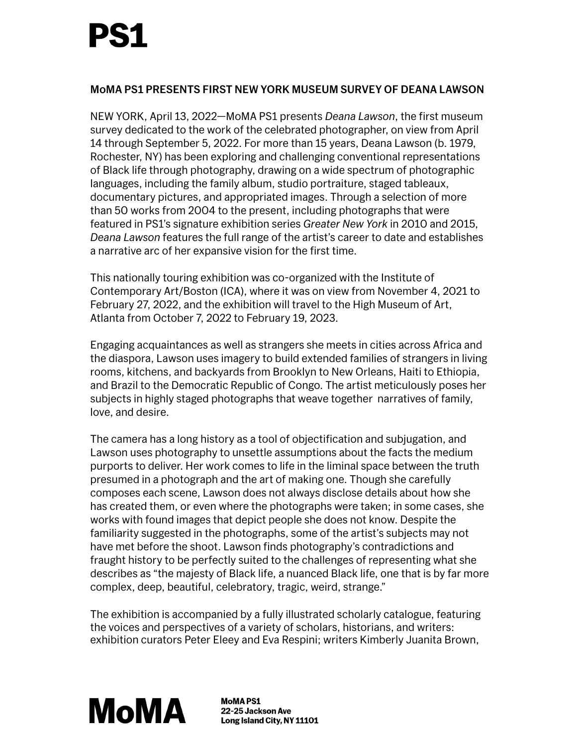# PS1

## MoMA PS1 PRESENTS FIRST NEW YORK MUSEUM SURVEY OF DEANA LAWSON

NEW YORK, April 13, 2022—MoMA PS1 presents *Deana Lawson*, the first museum survey dedicated to the work of the celebrated photographer, on view from April 14 through September 5, 2022. For more than 15 years, Deana Lawson (b. 1979, Rochester, NY) has been exploring and challenging conventional representations of Black life through photography, drawing on a wide spectrum of photographic languages, including the family album, studio portraiture, staged tableaux, documentary pictures, and appropriated images. Through a selection of more than 50 works from 2004 to the present, including photographs that were featured in PS1's signature exhibition series *Greater New York* in 2010 and 2015, *Deana Lawson* features the full range of the artist's career to date and establishes a narrative arc of her expansive vision for the first time.

This nationally touring exhibition was co-organized with the Institute of Contemporary Art/Boston (ICA), where it was on view from November 4, 2021 to February 27, 2022, and the exhibition will travel to the High Museum of Art, Atlanta from October 7, 2022 to February 19, 2023.

Engaging acquaintances as well as strangers she meets in cities across Africa and the diaspora, Lawson uses imagery to build extended families of strangers in living rooms, kitchens, and backyards from Brooklyn to New Orleans, Haiti to Ethiopia, and Brazil to the Democratic Republic of Congo. The artist meticulously poses her subjects in highly staged photographs that weave together narratives of family, love, and desire.

The camera has a long history as a tool of objectification and subjugation, and Lawson uses photography to unsettle assumptions about the facts the medium purports to deliver. Her work comes to life in the liminal space between the truth presumed in a photograph and the art of making one. Though she carefully composes each scene, Lawson does not always disclose details about how she has created them, or even where the photographs were taken; in some cases, she works with found images that depict people she does not know. Despite the familiarity suggested in the photographs, some of the artist's subjects may not have met before the shoot. Lawson finds photography's contradictions and fraught history to be perfectly suited to the challenges of representing what she describes as "the majesty of Black life, a nuanced Black life, one that is by far more complex, deep, beautiful, celebratory, tragic, weird, strange."

The exhibition is accompanied by a fully illustrated scholarly catalogue, featuring the voices and perspectives of a variety of scholars, historians, and writers: exhibition curators Peter Eleey and Eva Respini; writers Kimberly Juanita Brown,

MoMA

**MoMA PS1**
**22-25 Jackson Ave**
**Long Island City, NY 11101**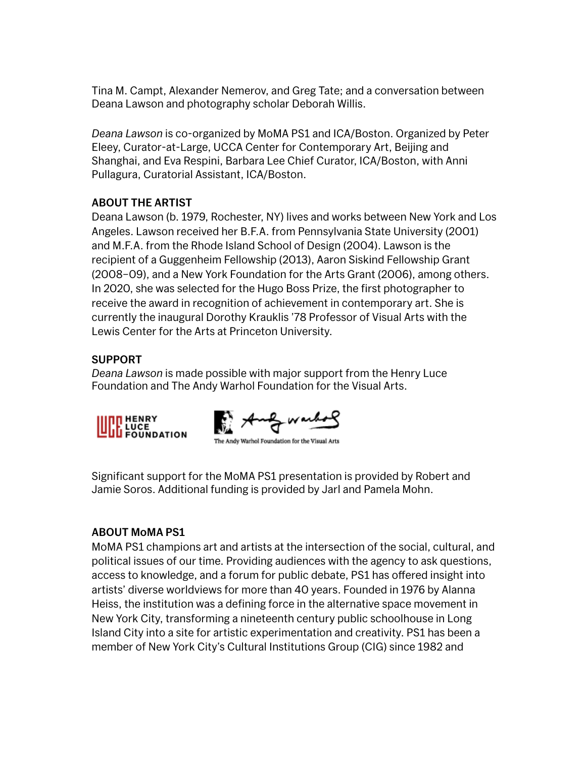Tina M. Campt, Alexander Nemerov, and Greg Tate; and a conversation between Deana Lawson and photography scholar Deborah Willis.

*Deana Lawson* is co-organized by MoMA PS1 and ICA/Boston. Organized by Peter Eleey, Curator-at-Large, UCCA Center for Contemporary Art, Beijing and Shanghai, and Eva Respini, Barbara Lee Chief Curator, ICA/Boston, with Anni Pullagura, Curatorial Assistant, ICA/Boston.

**ABOUT THE ARTIST**

Deana Lawson (b. 1979, Rochester, NY) lives and works between New York and Los Angeles. Lawson received her B.F.A. from Pennsylvania State University (2001) and M.F.A. from the Rhode Island School of Design (2004). Lawson is the recipient of a Guggenheim Fellowship (2013), Aaron Siskind Fellowship Grant (2008–09), and a New York Foundation for the Arts Grant (2006), among others. In 2020, she was selected for the Hugo Boss Prize, the first photographer to receive the award in recognition of achievement in contemporary art. She is currently the inaugural Dorothy Krauklis '78 Professor of Visual Arts with the Lewis Center for the Arts at Princeton University.

**SUPPORT**

*Deana Lawson* is made possible with major support from the Henry Luce Foundation and The Andy Warhol Foundation for the Visual Arts.

HENRY LUCE FOUNDATION

The Andy Warhol Foundation for the Visual Arts

Significant support for the MoMA PS1 presentation is provided by Robert and Jamie Soros. Additional funding is provided by Jarl and Pamela Mohn.

**ABOUT MoMA PS1**

MoMA PS1 champions art and artists at the intersection of the social, cultural, and political issues of our time. Providing audiences with the agency to ask questions, access to knowledge, and a forum for public debate, PS1 has offered insight into artists' diverse worldviews for more than 40 years. Founded in 1976 by Alanna Heiss, the institution was a defining force in the alternative space movement in New York City, transforming a nineteenth century public schoolhouse in Long Island City into a site for artistic experimentation and creativity. PS1 has been a member of New York City's Cultural Institutions Group (CIG) since 1982 and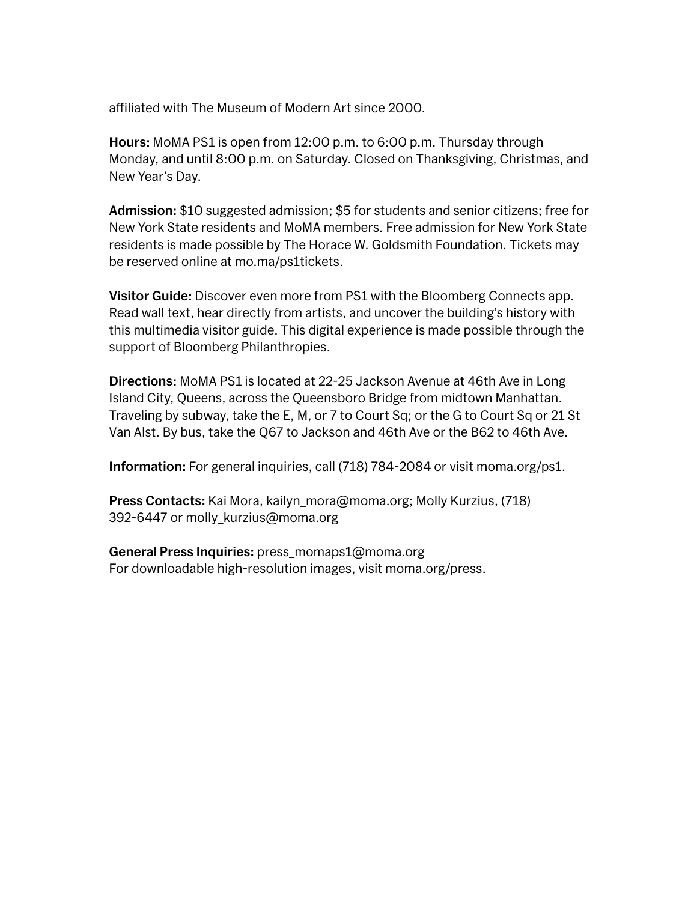affiliated with The Museum of Modern Art since 2000.

**Hours:** MoMA PS1 is open from 12:00 p.m. to 6:00 p.m. Thursday through Monday, and until 8:00 p.m. on Saturday. Closed on Thanksgiving, Christmas, and New Year's Day.

**Admission:** $10 suggested admission; $5 for students and senior citizens; free for New York State residents and MoMA members. Free admission for New York State residents is made possible by The Horace W. Goldsmith Foundation. Tickets may be reserved online at mo.ma/ps1tickets.

**Visitor Guide:** Discover even more from PS1 with the Bloomberg Connects app. Read wall text, hear directly from artists, and uncover the building's history with this multimedia visitor guide. This digital experience is made possible through the support of Bloomberg Philanthropies.

**Directions:** MoMA PS1 is located at 22-25 Jackson Avenue at 46th Ave in Long Island City, Queens, across the Queensboro Bridge from midtown Manhattan. Traveling by subway, take the E, M, or 7 to Court Sq; or the G to Court Sq or 21 St Van Alst. By bus, take the Q67 to Jackson and 46th Ave or the B62 to 46th Ave.

**Information:** For general inquiries, call (718) 784-2084 or visit moma.org/ps1.

**Press Contacts:** Kai Mora, kailyn_mora@moma.org; Molly Kurzius, (718) 392-6447 or molly_kurzius@moma.org

**General Press Inquiries:** press_momaps1@moma.org
For downloadable high-resolution images, visit moma.org/press.